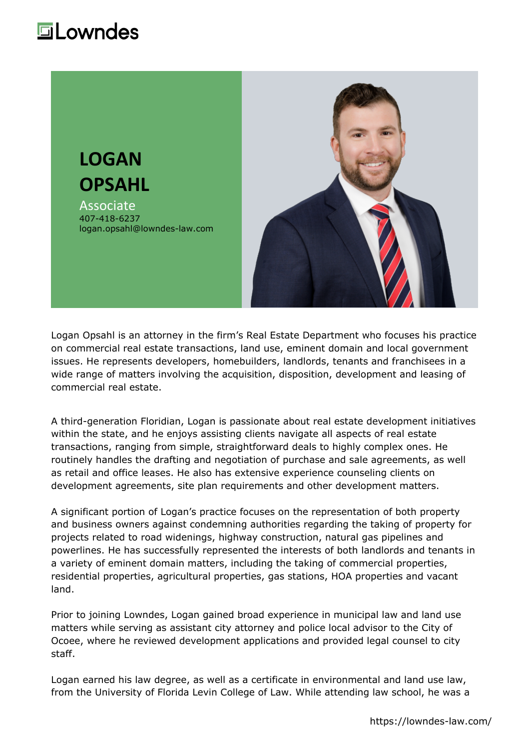# LOGAN OPSAHL

**Associate**

407-418-6237

logan.opsahl@lowndes-law.com

Logan Opsahl is an attorney in the firm's Real Estate Department who focuses his practice on commercial real estate transactions, land use, eminent domain and local government issues. He represents developers, homebuilders, landlords, tenants and franchisees in a wide range of matters involving the acquisition, disposition, development and leasing of commercial real estate.

A third-generation Floridian, Logan is passionate about real estate development initiatives within the state, and he enjoys assisting clients navigate all aspects of real estate transactions, ranging from simple, straightforward deals to highly complex ones. He routinely handles the drafting and negotiation of purchase and sale agreements, as well as retail and office leases. He also has extensive experience counseling clients on development agreements, site plan requirements and other development matters.

A significant portion of Logan's practice focuses on the representation of both property and business owners against condemning authorities regarding the taking of property for projects related to road widenings, highway construction, natural gas pipelines and powerlines. He has successfully represented the interests of both landlords and tenants in a variety of eminent domain matters, including the taking of commercial properties, residential properties, agricultural properties, gas stations, HOA properties and vacant land.

Prior to joining Lowndes, Logan gained broad experience in municipal law and land use matters while serving as assistant city attorney and police local advisor to the City of Ocoee, where he reviewed development applications and provided legal counsel to city staff.

Logan earned his law degree, as well as a certificate in environmental and land use law, from the University of Florida Levin College of Law. While attending law school, he was a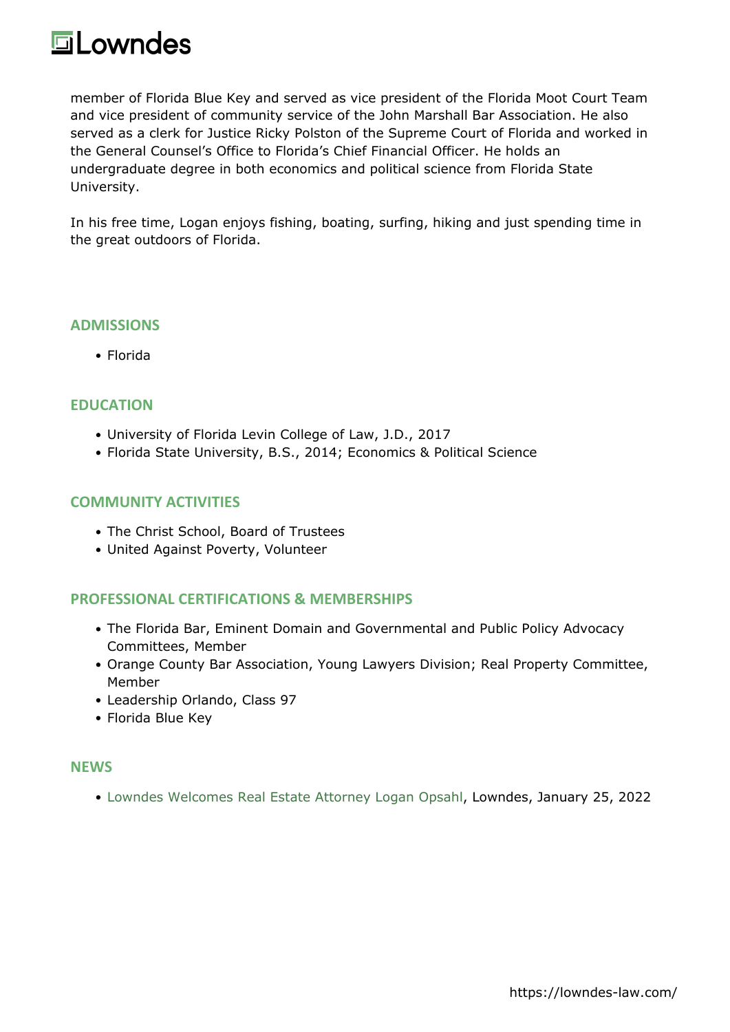member of Florida Blue Key and served as vice president of the Florida Moot Court Team and vice president of community service of the John Marshall Bar Association. He also served as a clerk for Justice Ricky Polston of the Supreme Court of Florida and worked in the General Counsel's Office to Florida's Chief Financial Officer. He holds an undergraduate degree in both economics and political science from Florida State University.

In his free time, Logan enjoys fishing, boating, surfing, hiking and just spending time in the great outdoors of Florida.

## ADMISSIONS

- Florida

## EDUCATION

- University of Florida Levin College of Law, J.D., 2017
- Florida State University, B.S., 2014; Economics & Political Science

## COMMUNITY ACTIVITIES

- The Christ School, Board of Trustees
- United Against Poverty, Volunteer

## PROFESSIONAL CERTIFICATIONS & MEMBERSHIPS

- The Florida Bar, Eminent Domain and Governmental and Public Policy Advocacy Committees, Member
- Orange County Bar Association, Young Lawyers Division; Real Property Committee, Member
- Leadership Orlando, Class 97
- Florida Blue Key

## NEWS

- Lowndes Welcomes Real Estate Attorney Logan Opsahl, Lowndes, January 25, 2022